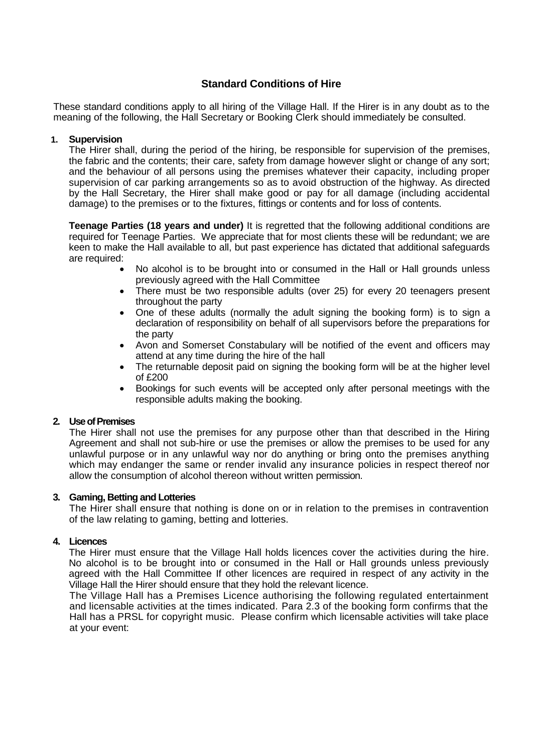# Standard Conditions of Hire

These standard conditions apply to all hiring of the Village Hall. If the Hirer is in any doubt as to the meaning of the following, the Hall Secretary or Booking Clerk should immediately be consulted.

## 1. Supervision

The Hirer shall, during the period of the hiring, be responsible for supervision of the premises, the fabric and the contents; their care, safety from damage however slight or change of any sort; and the behaviour of all persons using the premises whatever their capacity, including proper supervision of car parking arrangements so as to avoid obstruction of the highway. As directed by the Hall Secretary, the Hirer shall make good or pay for all damage (including accidental damage) to the premises or to the fixtures, fittings or contents and for loss of contents.

**Teenage Parties (18 years and under)** It is regretted that the following additional conditions are required for Teenage Parties. We appreciate that for most clients these will be redundant; we are keen to make the Hall available to all, but past experience has dictated that additional safeguards are required:

- No alcohol is to be brought into or consumed in the Hall or Hall grounds unless previously agreed with the Hall Committee
- There must be two responsible adults (over 25) for every 20 teenagers present throughout the party
- One of these adults (normally the adult signing the booking form) is to sign a declaration of responsibility on behalf of all supervisors before the preparations for the party
- Avon and Somerset Constabulary will be notified of the event and officers may attend at any time during the hire of the hall
- The returnable deposit paid on signing the booking form will be at the higher level of £200
- Bookings for such events will be accepted only after personal meetings with the responsible adults making the booking.

## 2. Use of Premises

The Hirer shall not use the premises for any purpose other than that described in the Hiring Agreement and shall not sub-hire or use the premises or allow the premises to be used for any unlawful purpose or in any unlawful way nor do anything or bring onto the premises anything which may endanger the same or render invalid any insurance policies in respect thereof nor allow the consumption of alcohol thereon without written permission.

## 3. Gaming, Betting and Lotteries

The Hirer shall ensure that nothing is done on or in relation to the premises in contravention of the law relating to gaming, betting and lotteries.

## 4. Licences

The Hirer must ensure that the Village Hall holds licences cover the activities during the hire. No alcohol is to be brought into or consumed in the Hall or Hall grounds unless previously agreed with the Hall Committee If other licences are required in respect of any activity in the Village Hall the Hirer should ensure that they hold the relevant licence.

The Village Hall has a Premises Licence authorising the following regulated entertainment and licensable activities at the times indicated. Para 2.3 of the booking form confirms that the Hall has a PRSL for copyright music. Please confirm which licensable activities will take place at your event: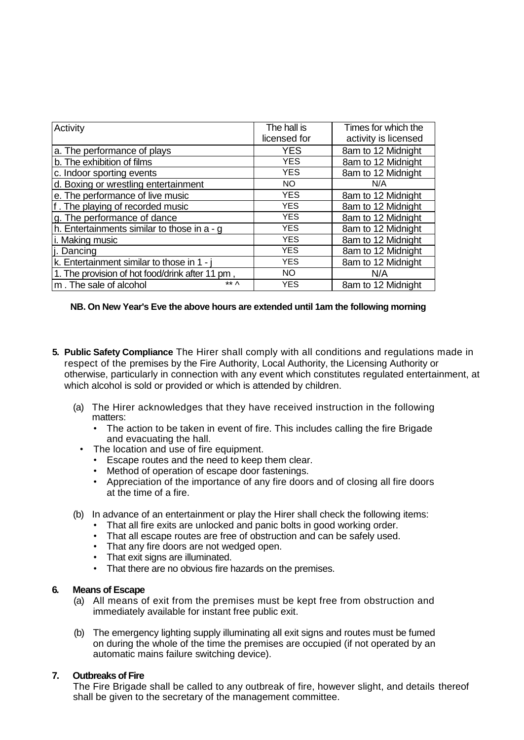| Activity | The hall is licensed for | Times for which the activity is licensed |
|---|---|---|
| a. The performance of plays | YES | 8am to 12 Midnight |
| b. The exhibition of films | YES | 8am to 12 Midnight |
| c. Indoor sporting events | YES | 8am to 12 Midnight |
| d. Boxing or wrestling entertainment | NO | N/A |
| e. The performance of live music | YES | 8am to 12 Midnight |
| f . The playing of recorded music | YES | 8am to 12 Midnight |
| g. The performance of dance | YES | 8am to 12 Midnight |
| h. Entertainments similar to those in a - g | YES | 8am to 12 Midnight |
| i. Making music | YES | 8am to 12 Midnight |
| j. Dancing | YES | 8am to 12 Midnight |
| k. Entertainment similar to those in 1 - j | YES | 8am to 12 Midnight |
| 1. The provision of hot food/drink after 11 pm , | NO | N/A |
| m . The sale of alcohol ** ^ | YES | 8am to 12 Midnight |

**NB. On New Year's Eve the above hours are extended until 1am the following morning**

**5. Public Safety Compliance** The Hirer shall comply with all conditions and regulations made in respect of the premises by the Fire Authority, Local Authority, the Licensing Authority or otherwise, particularly in connection with any event which constitutes regulated entertainment, at which alcohol is sold or provided or which is attended by children.

(a) The Hirer acknowledges that they have received instruction in the following matters:
- The action to be taken in event of fire. This includes calling the fire Brigade and evacuating the hall.
- The location and use of fire equipment.
- Escape routes and the need to keep them clear.
- Method of operation of escape door fastenings.
- Appreciation of the importance of any fire doors and of closing all fire doors at the time of a fire.

(b) In advance of an entertainment or play the Hirer shall check the following items:
- That all fire exits are unlocked and panic bolts in good working order.
- That all escape routes are free of obstruction and can be safely used.
- That any fire doors are not wedged open.
- That exit signs are illuminated.
- That there are no obvious fire hazards on the premises.

**6. Means of Escape**

(a) All means of exit from the premises must be kept free from obstruction and immediately available for instant free public exit.

(b) The emergency lighting supply illuminating all exit signs and routes must be fumed on during the whole of the time the premises are occupied (if not operated by an automatic mains failure switching device).

**7. Outbreaks of Fire**

The Fire Brigade shall be called to any outbreak of fire, however slight, and details thereof shall be given to the secretary of the management committee.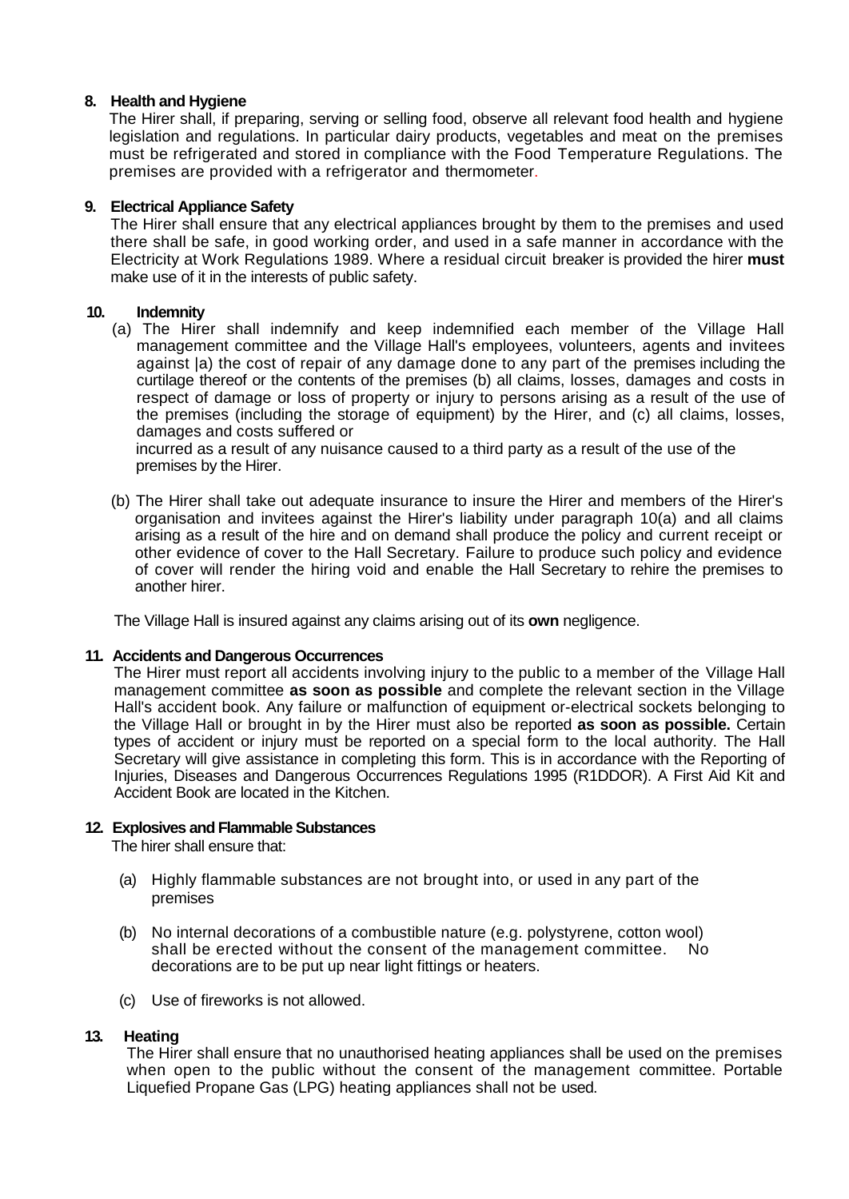## 8. Health and Hygiene

The Hirer shall, if preparing, serving or selling food, observe all relevant food health and hygiene legislation and regulations. In particular dairy products, vegetables and meat on the premises must be refrigerated and stored in compliance with the Food Temperature Regulations. The premises are provided with a refrigerator and thermometer.

## 9. Electrical Appliance Safety

The Hirer shall ensure that any electrical appliances brought by them to the premises and used there shall be safe, in good working order, and used in a safe manner in accordance with the Electricity at Work Regulations 1989. Where a residual circuit breaker is provided the hirer **must** make use of it in the interests of public safety.

## 10. Indemnity

(a) The Hirer shall indemnify and keep indemnified each member of the Village Hall management committee and the Village Hall's employees, volunteers, agents and invitees against |a) the cost of repair of any damage done to any part of the premises including the curtilage thereof or the contents of the premises (b) all claims, losses, damages and costs in respect of damage or loss of property or injury to persons arising as a result of the use of the premises (including the storage of equipment) by the Hirer, and (c) all claims, losses, damages and costs suffered or
incurred as a result of any nuisance caused to a third party as a result of the use of the premises by the Hirer.

(b) The Hirer shall take out adequate insurance to insure the Hirer and members of the Hirer's organisation and invitees against the Hirer's liability under paragraph 10(a) and all claims arising as a result of the hire and on demand shall produce the policy and current receipt or other evidence of cover to the Hall Secretary. Failure to produce such policy and evidence of cover will render the hiring void and enable the Hall Secretary to rehire the premises to another hirer.

The Village Hall is insured against any claims arising out of its **own** negligence.

## 11. Accidents and Dangerous Occurrences

The Hirer must report all accidents involving injury to the public to a member of the Village Hall management committee **as soon as possible** and complete the relevant section in the Village Hall's accident book. Any failure or malfunction of equipment or-electrical sockets belonging to the Village Hall or brought in by the Hirer must also be reported **as soon as possible.** Certain types of accident or injury must be reported on a special form to the local authority. The Hall Secretary will give assistance in completing this form. This is in accordance with the Reporting of Injuries, Diseases and Dangerous Occurrences Regulations 1995 (R1DDOR). A First Aid Kit and Accident Book are located in the Kitchen.

## 12. Explosives and Flammable Substances

The hirer shall ensure that:

(a) Highly flammable substances are not brought into, or used in any part of the premises

(b) No internal decorations of a combustible nature (e.g. polystyrene, cotton wool) shall be erected without the consent of the management committee. No decorations are to be put up near light fittings or heaters.

(c) Use of fireworks is not allowed.

## 13. Heating

The Hirer shall ensure that no unauthorised heating appliances shall be used on the premises when open to the public without the consent of the management committee. Portable Liquefied Propane Gas (LPG) heating appliances shall not be used.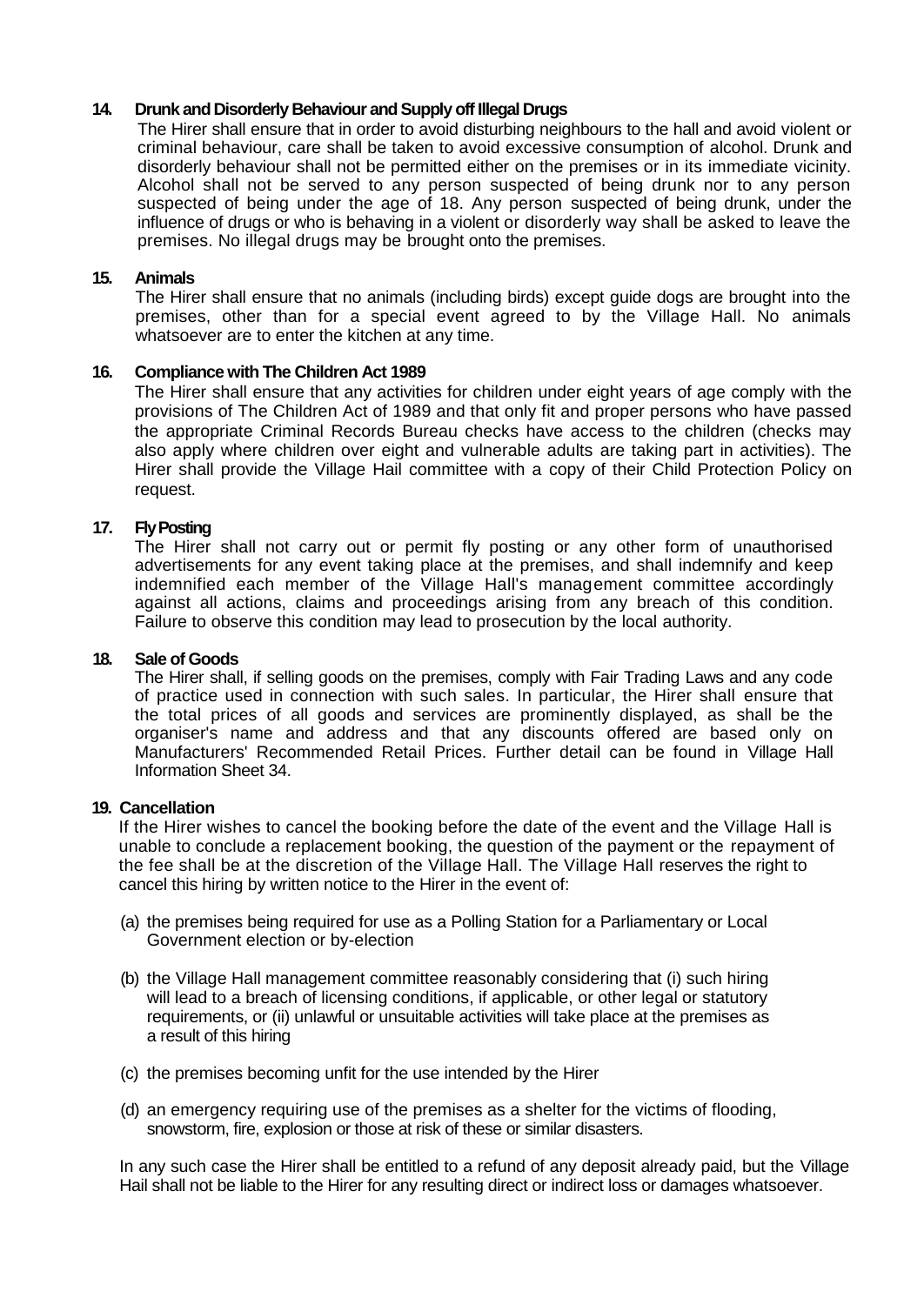### 14. Drunk and Disorderly Behaviour and Supply off Illegal Drugs

The Hirer shall ensure that in order to avoid disturbing neighbours to the hall and avoid violent or criminal behaviour, care shall be taken to avoid excessive consumption of alcohol. Drunk and disorderly behaviour shall not be permitted either on the premises or in its immediate vicinity. Alcohol shall not be served to any person suspected of being drunk nor to any person suspected of being under the age of 18. Any person suspected of being drunk, under the influence of drugs or who is behaving in a violent or disorderly way shall be asked to leave the premises. No illegal drugs may be brought onto the premises.

### 15. Animals

The Hirer shall ensure that no animals (including birds) except guide dogs are brought into the premises, other than for a special event agreed to by the Village Hall. No animals whatsoever are to enter the kitchen at any time.

### 16. Compliance with The Children Act 1989

The Hirer shall ensure that any activities for children under eight years of age comply with the provisions of The Children Act of 1989 and that only fit and proper persons who have passed the appropriate Criminal Records Bureau checks have access to the children (checks may also apply where children over eight and vulnerable adults are taking part in activities). The Hirer shall provide the Village Hail committee with a copy of their Child Protection Policy on request.

### 17. Fly Posting

The Hirer shall not carry out or permit fly posting or any other form of unauthorised advertisements for any event taking place at the premises, and shall indemnify and keep indemnified each member of the Village Hall's management committee accordingly against all actions, claims and proceedings arising from any breach of this condition. Failure to observe this condition may lead to prosecution by the local authority.

### 18. Sale of Goods

The Hirer shall, if selling goods on the premises, comply with Fair Trading Laws and any code of practice used in connection with such sales. In particular, the Hirer shall ensure that the total prices of all goods and services are prominently displayed, as shall be the organiser's name and address and that any discounts offered are based only on Manufacturers' Recommended Retail Prices. Further detail can be found in Village Hall Information Sheet 34.

### 19. Cancellation

If the Hirer wishes to cancel the booking before the date of the event and the Village Hall is unable to conclude a replacement booking, the question of the payment or the repayment of the fee shall be at the discretion of the Village Hall. The Village Hall reserves the right to cancel this hiring by written notice to the Hirer in the event of:

(a) the premises being required for use as a Polling Station for a Parliamentary or Local Government election or by-election

(b) the Village Hall management committee reasonably considering that (i) such hiring will lead to a breach of licensing conditions, if applicable, or other legal or statutory requirements, or (ii) unlawful or unsuitable activities will take place at the premises as a result of this hiring

(c) the premises becoming unfit for the use intended by the Hirer

(d) an emergency requiring use of the premises as a shelter for the victims of flooding, snowstorm, fire, explosion or those at risk of these or similar disasters.

In any such case the Hirer shall be entitled to a refund of any deposit already paid, but the Village Hail shall not be liable to the Hirer for any resulting direct or indirect loss or damages whatsoever.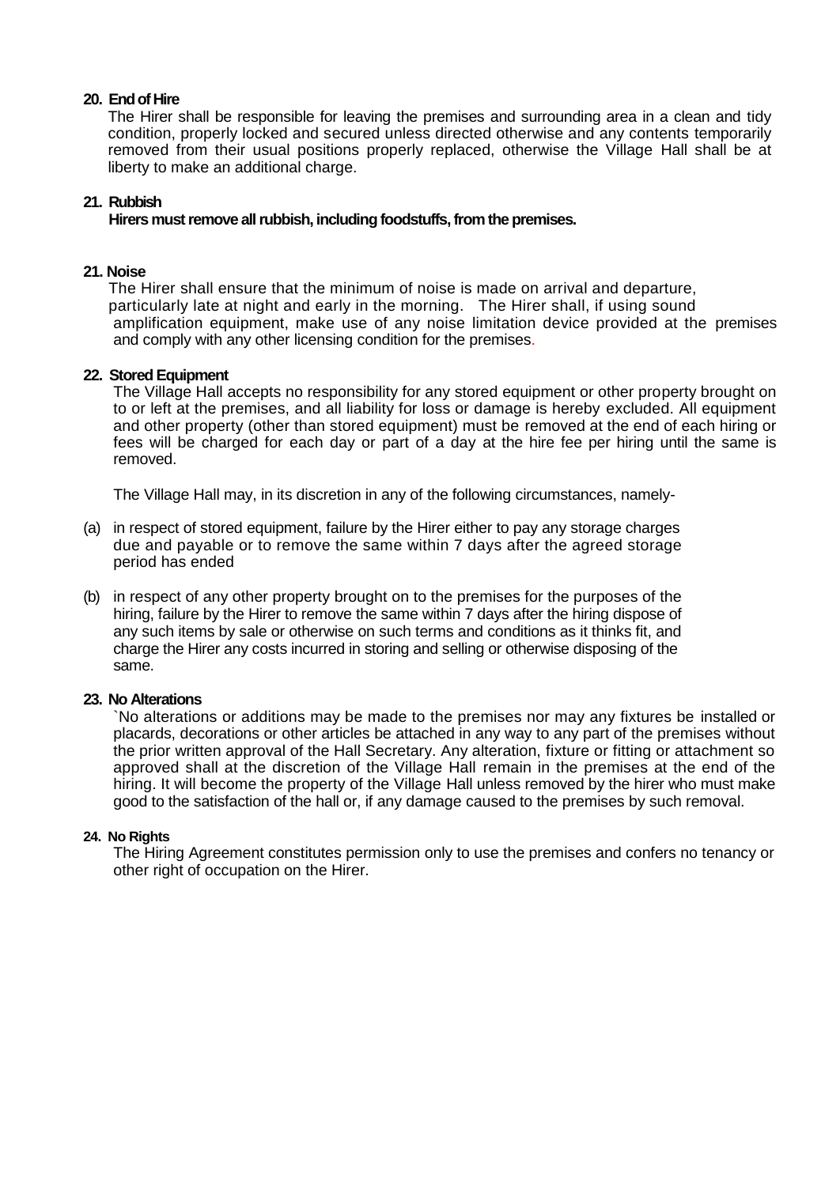**20. End of Hire**

The Hirer shall be responsible for leaving the premises and surrounding area in a clean and tidy condition, properly locked and secured unless directed otherwise and any contents temporarily removed from their usual positions properly replaced, otherwise the Village Hall shall be at liberty to make an additional charge.

**21. Rubbish**

**Hirers must remove all rubbish, including foodstuffs, from the premises.**

**21. Noise**

The Hirer shall ensure that the minimum of noise is made on arrival and departure, particularly late at night and early in the morning. The Hirer shall, if using sound amplification equipment, make use of any noise limitation device provided at the premises and comply with any other licensing condition for the premises.

**22. Stored Equipment**

The Village Hall accepts no responsibility for any stored equipment or other property brought on to or left at the premises, and all liability for loss or damage is hereby excluded. All equipment and other property (other than stored equipment) must be removed at the end of each hiring or fees will be charged for each day or part of a day at the hire fee per hiring until the same is removed.

The Village Hall may, in its discretion in any of the following circumstances, namely-

(a) in respect of stored equipment, failure by the Hirer either to pay any storage charges due and payable or to remove the same within 7 days after the agreed storage period has ended

(b) in respect of any other property brought on to the premises for the purposes of the hiring, failure by the Hirer to remove the same within 7 days after the hiring dispose of any such items by sale or otherwise on such terms and conditions as it thinks fit, and charge the Hirer any costs incurred in storing and selling or otherwise disposing of the same.

**23. No Alterations**

`No alterations or additions may be made to the premises nor may any fixtures be installed or placards, decorations or other articles be attached in any way to any part of the premises without the prior written approval of the Hall Secretary. Any alteration, fixture or fitting or attachment so approved shall at the discretion of the Village Hall remain in the premises at the end of the hiring. It will become the property of the Village Hall unless removed by the hirer who must make good to the satisfaction of the hall or, if any damage caused to the premises by such removal.

**24. No Rights**

The Hiring Agreement constitutes permission only to use the premises and confers no tenancy or other right of occupation on the Hirer.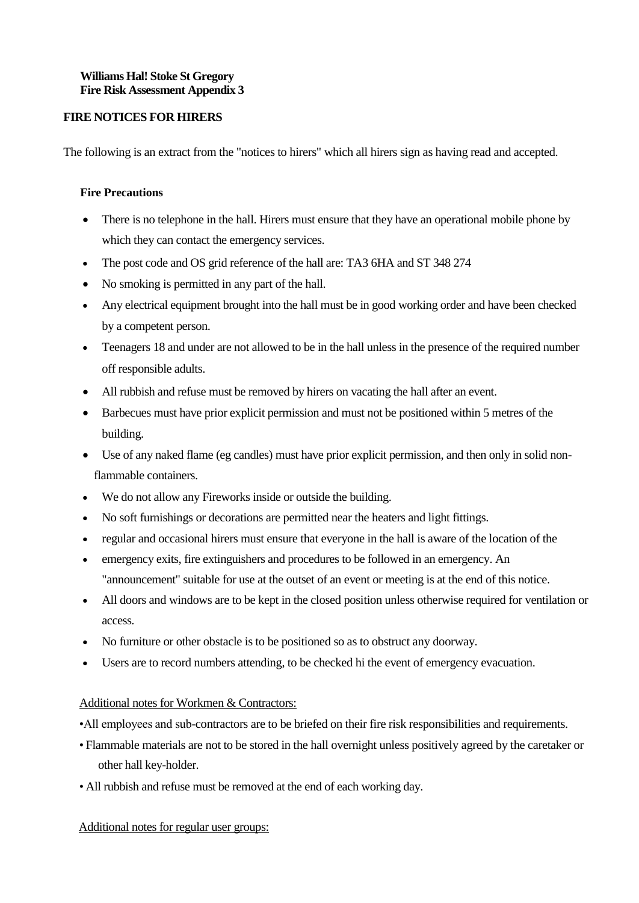**Williams Hal! Stoke St Gregory**
**Fire Risk Assessment Appendix 3**

## FIRE NOTICES FOR HIRERS

The following is an extract from the "notices to hirers" which all hirers sign as having read and accepted.

### Fire Precautions

- There is no telephone in the hall. Hirers must ensure that they have an operational mobile phone by which they can contact the emergency services.
- The post code and OS grid reference of the hall are: TA3 6HA and ST 348 274
- No smoking is permitted in any part of the hall.
- Any electrical equipment brought into the hall must be in good working order and have been checked by a competent person.
- Teenagers 18 and under are not allowed to be in the hall unless in the presence of the required number off responsible adults.
- All rubbish and refuse must be removed by hirers on vacating the hall after an event.
- Barbecues must have prior explicit permission and must not be positioned within 5 metres of the building.
- Use of any naked flame (eg candles) must have prior explicit permission, and then only in solid non-flammable containers.
- We do not allow any Fireworks inside or outside the building.
- No soft furnishings or decorations are permitted near the heaters and light fittings.
- regular and occasional hirers must ensure that everyone in the hall is aware of the location of the
- emergency exits, fire extinguishers and procedures to be followed in an emergency. An "announcement" suitable for use at the outset of an event or meeting is at the end of this notice.
- All doors and windows are to be kept in the closed position unless otherwise required for ventilation or access.
- No furniture or other obstacle is to be positioned so as to obstruct any doorway.
- Users are to record numbers attending, to be checked hi the event of emergency evacuation.

Additional notes for Workmen & Contractors:

- All employees and sub-contractors are to be briefed on their fire risk responsibilities and requirements.
- Flammable materials are not to be stored in the hall overnight unless positively agreed by the caretaker or other hall key-holder.
- All rubbish and refuse must be removed at the end of each working day.

Additional notes for regular user groups: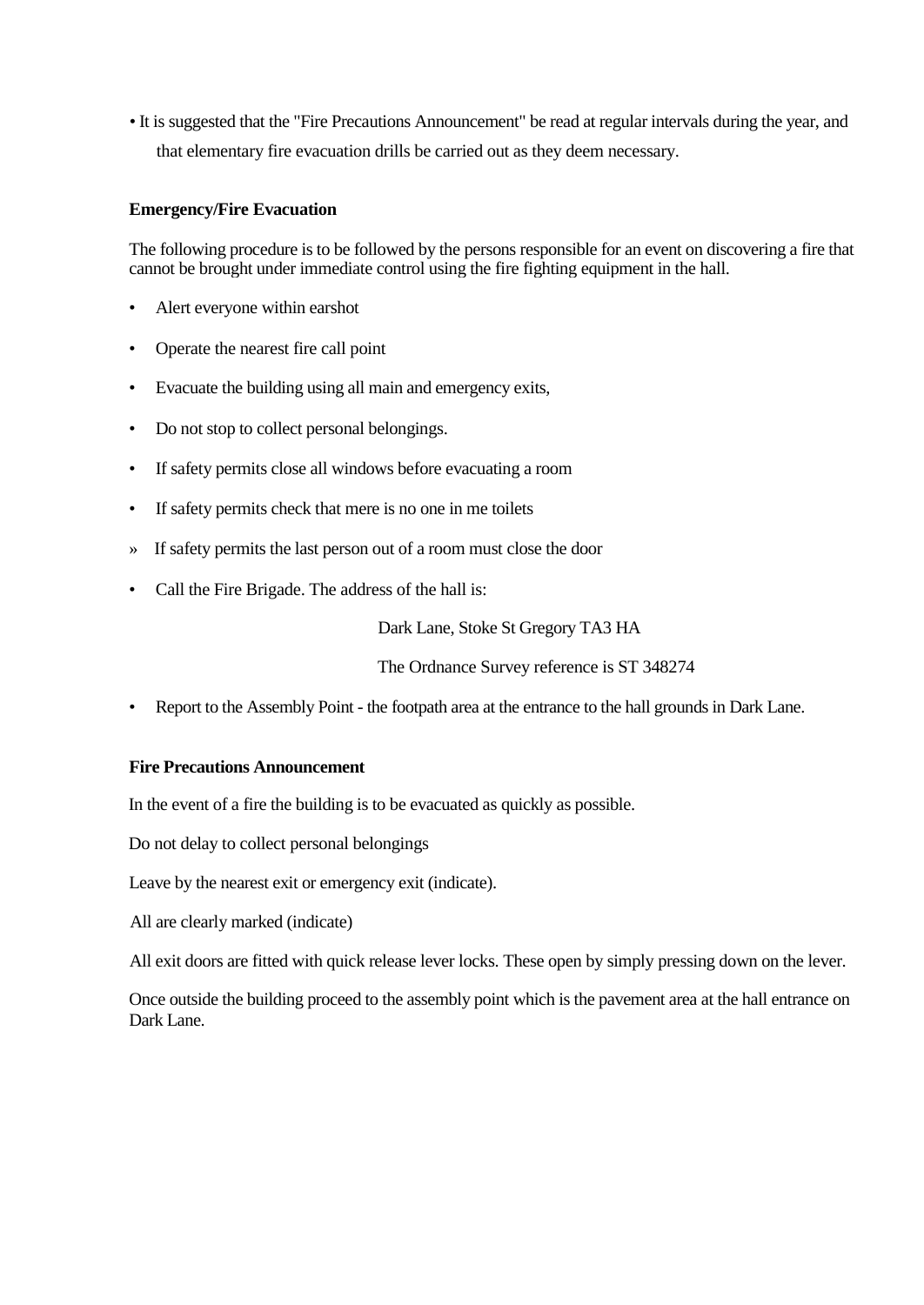- It is suggested that the "Fire Precautions Announcement" be read at regular intervals during the year, and that elementary fire evacuation drills be carried out as they deem necessary.

**Emergency/Fire Evacuation**

The following procedure is to be followed by the persons responsible for an event on discovering a fire that cannot be brought under immediate control using the fire fighting equipment in the hall.

- Alert everyone within earshot
- Operate the nearest fire call point
- Evacuate the building using all main and emergency exits,
- Do not stop to collect personal belongings.
- If safety permits close all windows before evacuating a room
- If safety permits check that mere is no one in me toilets
- If safety permits the last person out of a room must close the door
- Call the Fire Brigade. The address of the hall is:

  Dark Lane, Stoke St Gregory TA3 HA

  The Ordnance Survey reference is ST 348274

- Report to the Assembly Point - the footpath area at the entrance to the hall grounds in Dark Lane.

**Fire Precautions Announcement**

In the event of a fire the building is to be evacuated as quickly as possible.

Do not delay to collect personal belongings

Leave by the nearest exit or emergency exit (indicate).

All are clearly marked (indicate)

All exit doors are fitted with quick release lever locks. These open by simply pressing down on the lever.

Once outside the building proceed to the assembly point which is the pavement area at the hall entrance on Dark Lane.